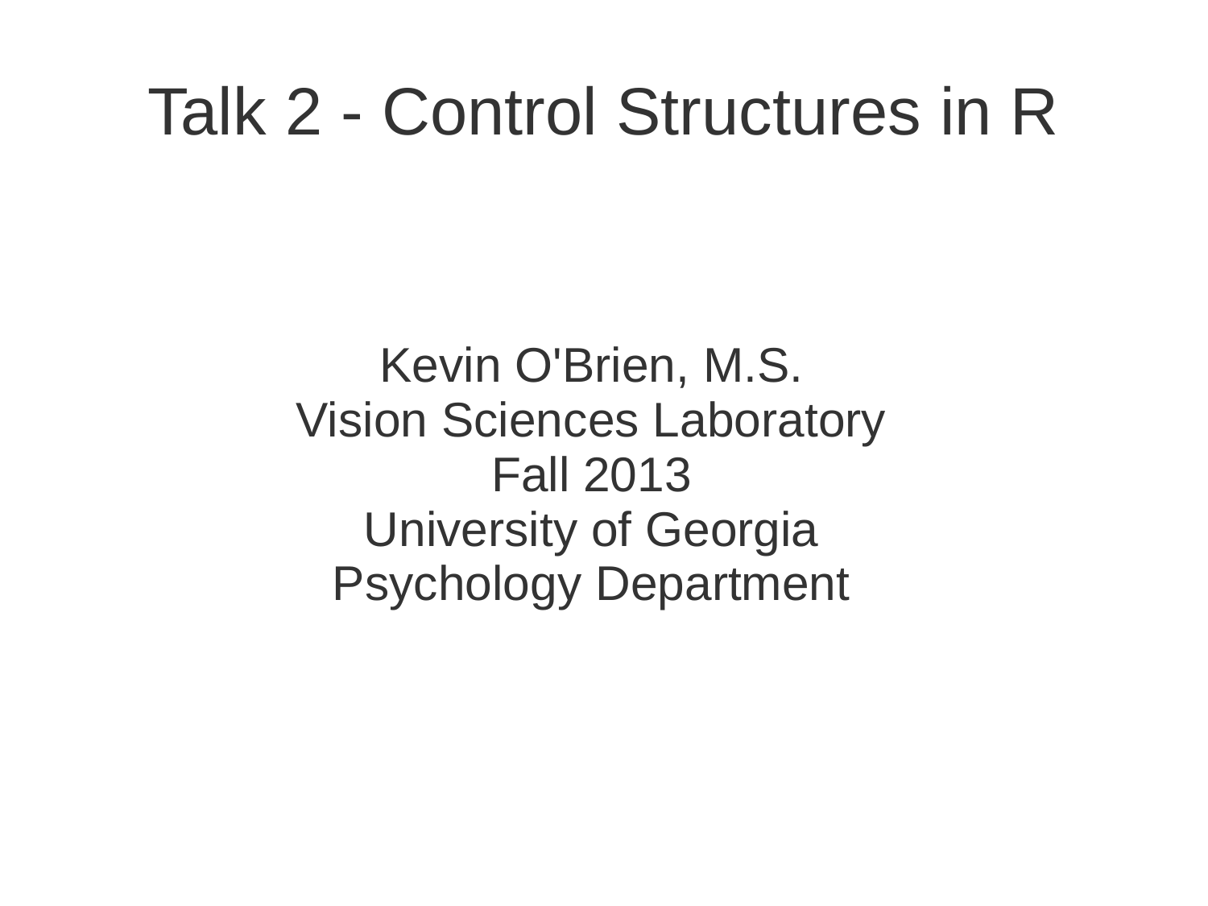# Talk 2 - Control Structures in R

Kevin O'Brien, M.S.
Vision Sciences Laboratory
Fall 2013
University of Georgia
Psychology Department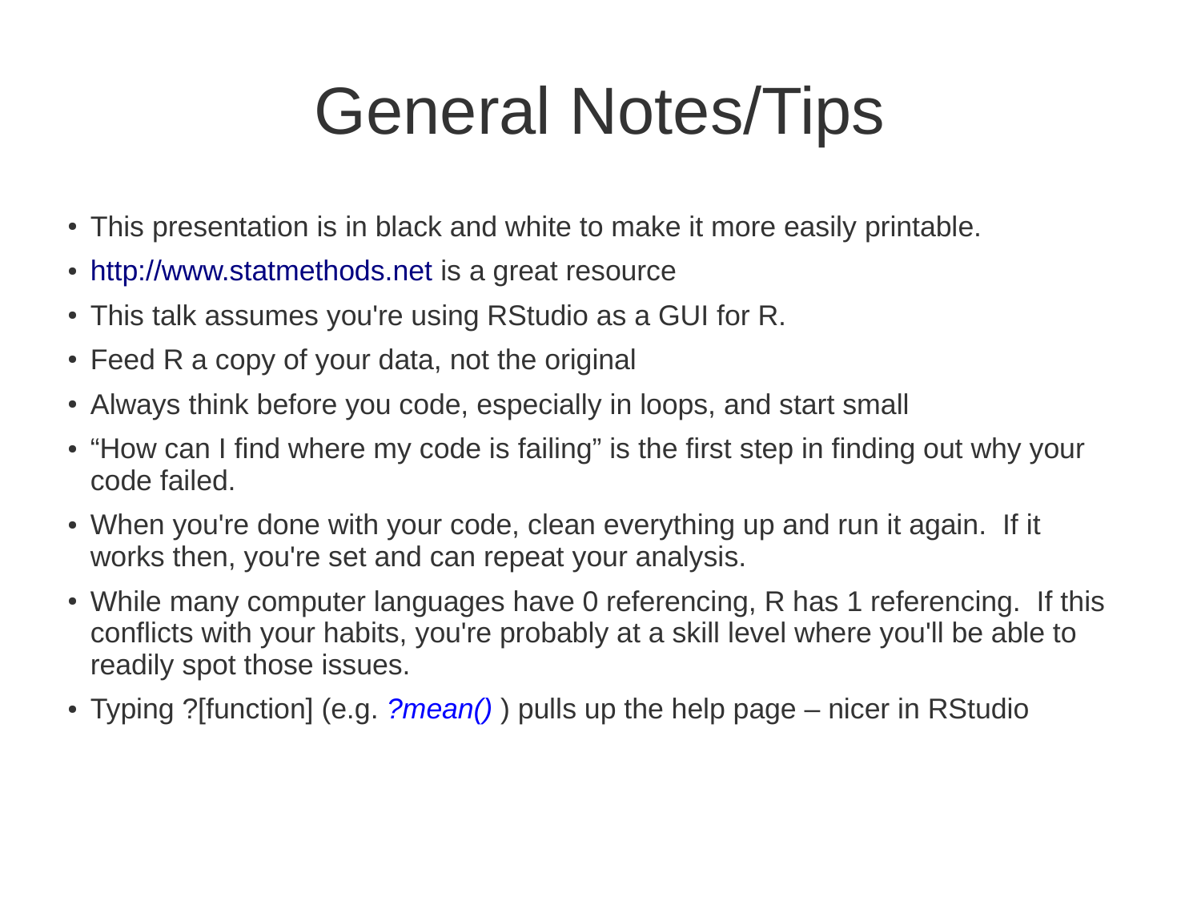# General Notes/Tips

- This presentation is in black and white to make it more easily printable.
- http://www.statmethods.net is a great resource
- This talk assumes you're using RStudio as a GUI for R.
- Feed R a copy of your data, not the original
- Always think before you code, especially in loops, and start small
- "How can I find where my code is failing" is the first step in finding out why your code failed.
- When you're done with your code, clean everything up and run it again. If it works then, you're set and can repeat your analysis.
- While many computer languages have 0 referencing, R has 1 referencing. If this conflicts with your habits, you're probably at a skill level where you'll be able to readily spot those issues.
- Typing ?[function] (e.g. *?mean()* ) pulls up the help page – nicer in RStudio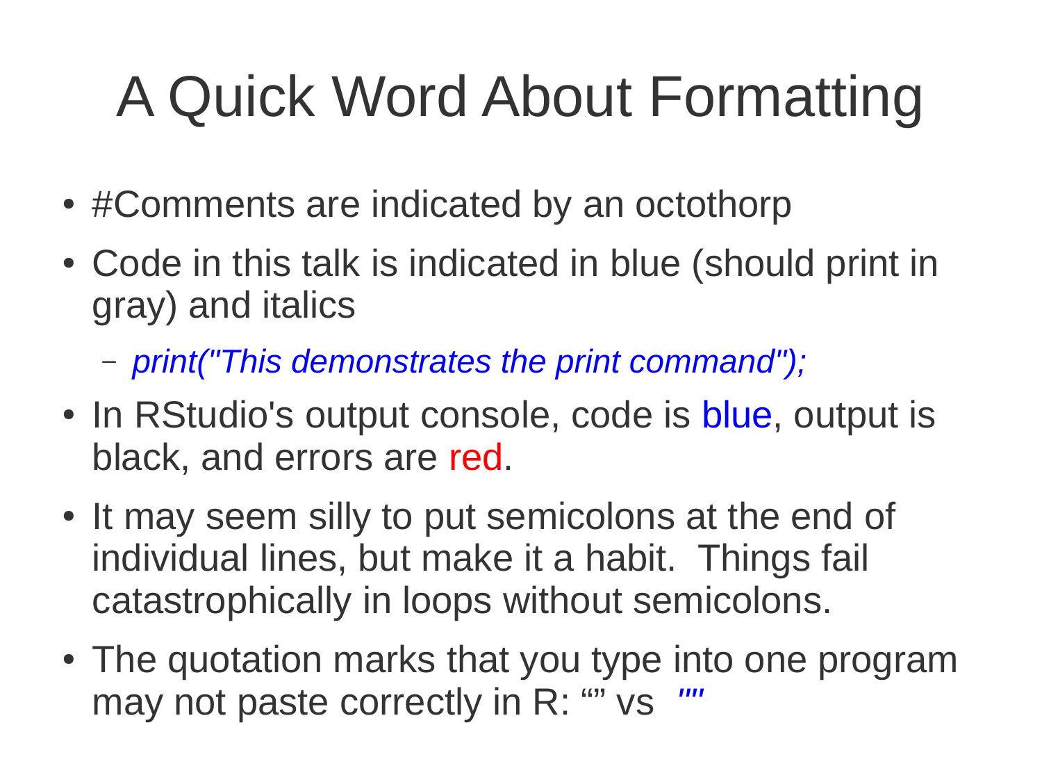# A Quick Word About Formatting

- #Comments are indicated by an octothorp
- Code in this talk is indicated in blue (should print in gray) and italics
  - *print("This demonstrates the print command");*
- In RStudio's output console, code is blue, output is black, and errors are red.
- It may seem silly to put semicolons at the end of individual lines, but make it a habit. Things fail catastrophically in loops without semicolons.
- The quotation marks that you type into one program may not paste correctly in R: “” vs *""*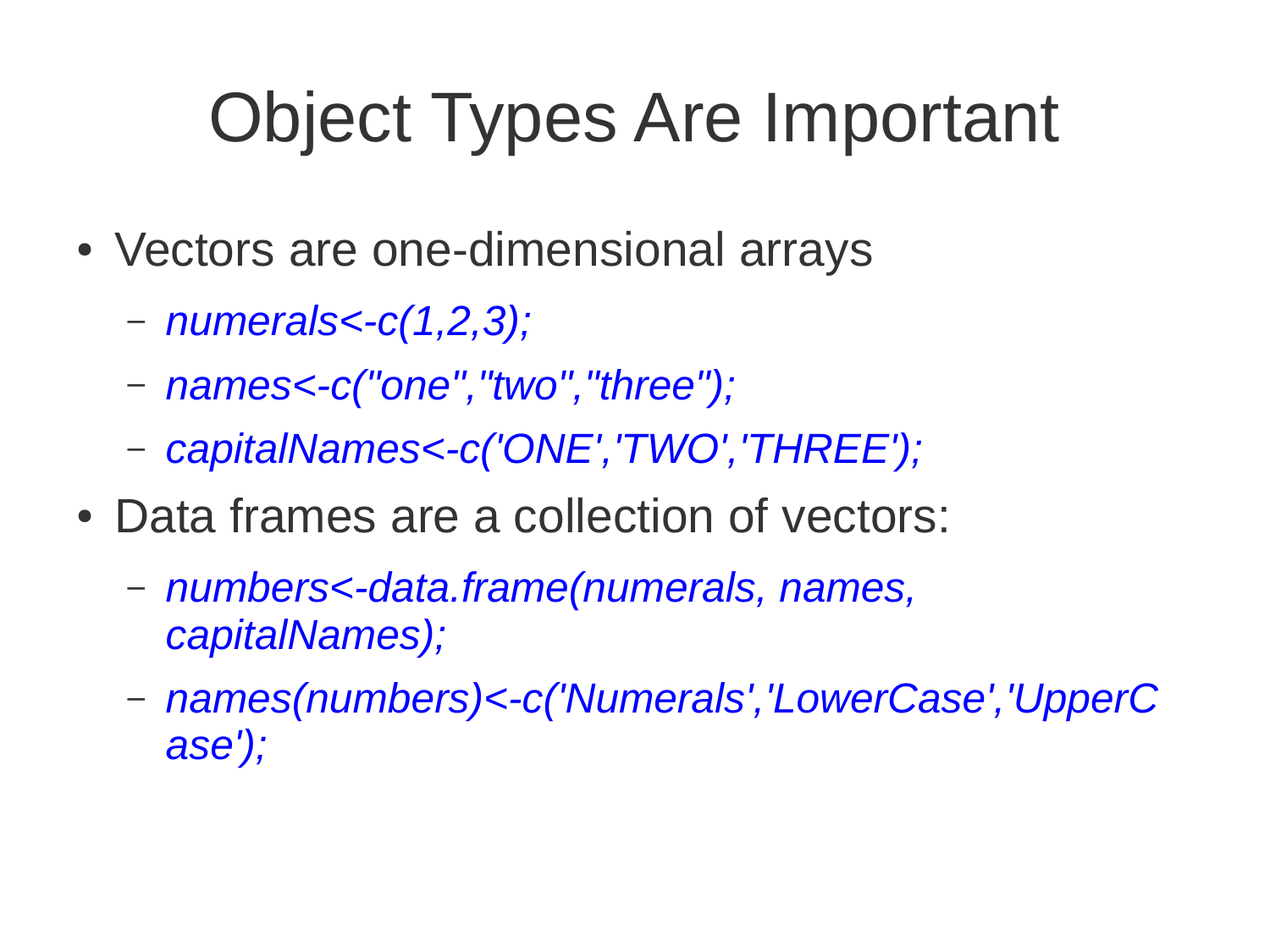# Object Types Are Important

- Vectors are one-dimensional arrays
  - *numerals<-c(1,2,3);*
  - *names<-c("one","two","three");*
  - *capitalNames<-c('ONE','TWO','THREE');*
- Data frames are a collection of vectors:
  - *numbers<-data.frame(numerals, names, capitalNames);*
  - *names(numbers)<-c('Numerals','LowerCase','UpperCase');*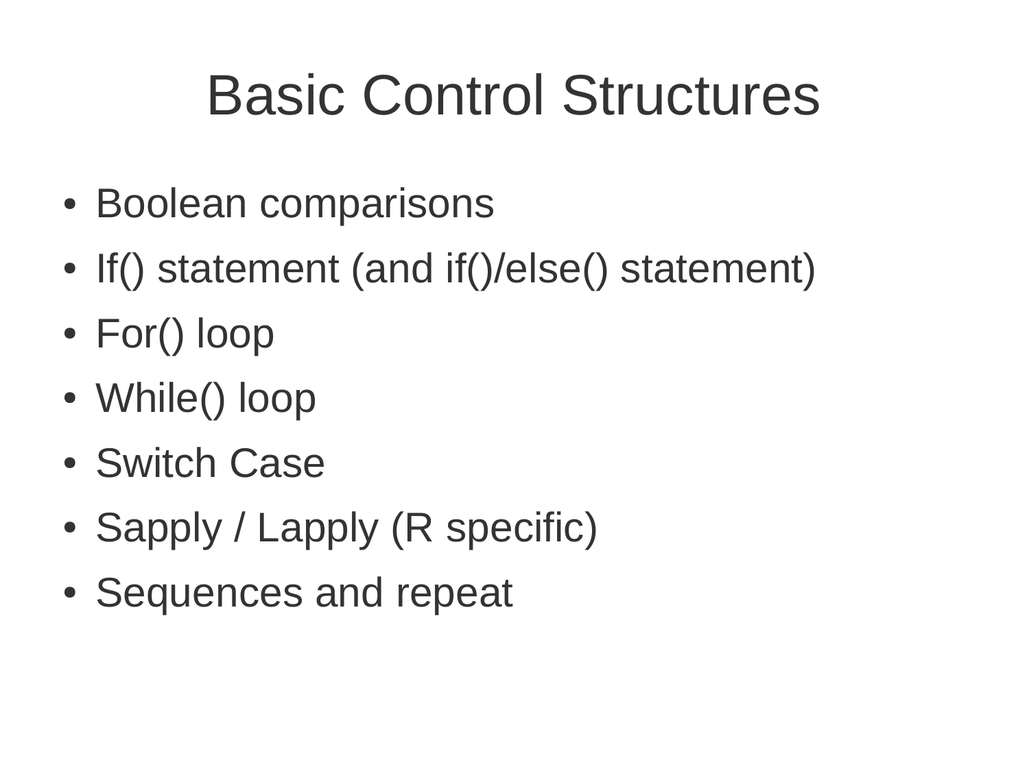# Basic Control Structures

- Boolean comparisons
- If() statement (and if()/else() statement)
- For() loop
- While() loop
- Switch Case
- Sapply / Lapply (R specific)
- Sequences and repeat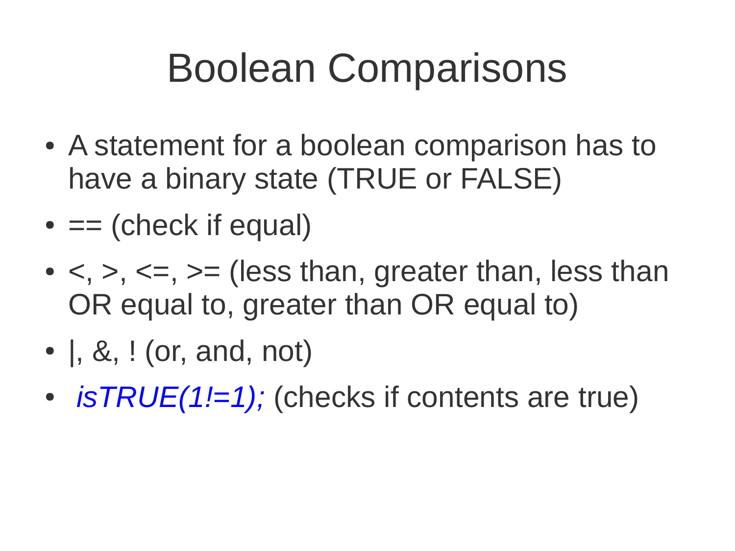# Boolean Comparisons

- A statement for a boolean comparison has to have a binary state (TRUE or FALSE)
- == (check if equal)
- <, >, <=, >= (less than, greater than, less than OR equal to, greater than OR equal to)
- |, &, ! (or, and, not)
- *isTRUE(1!=1);* (checks if contents are true)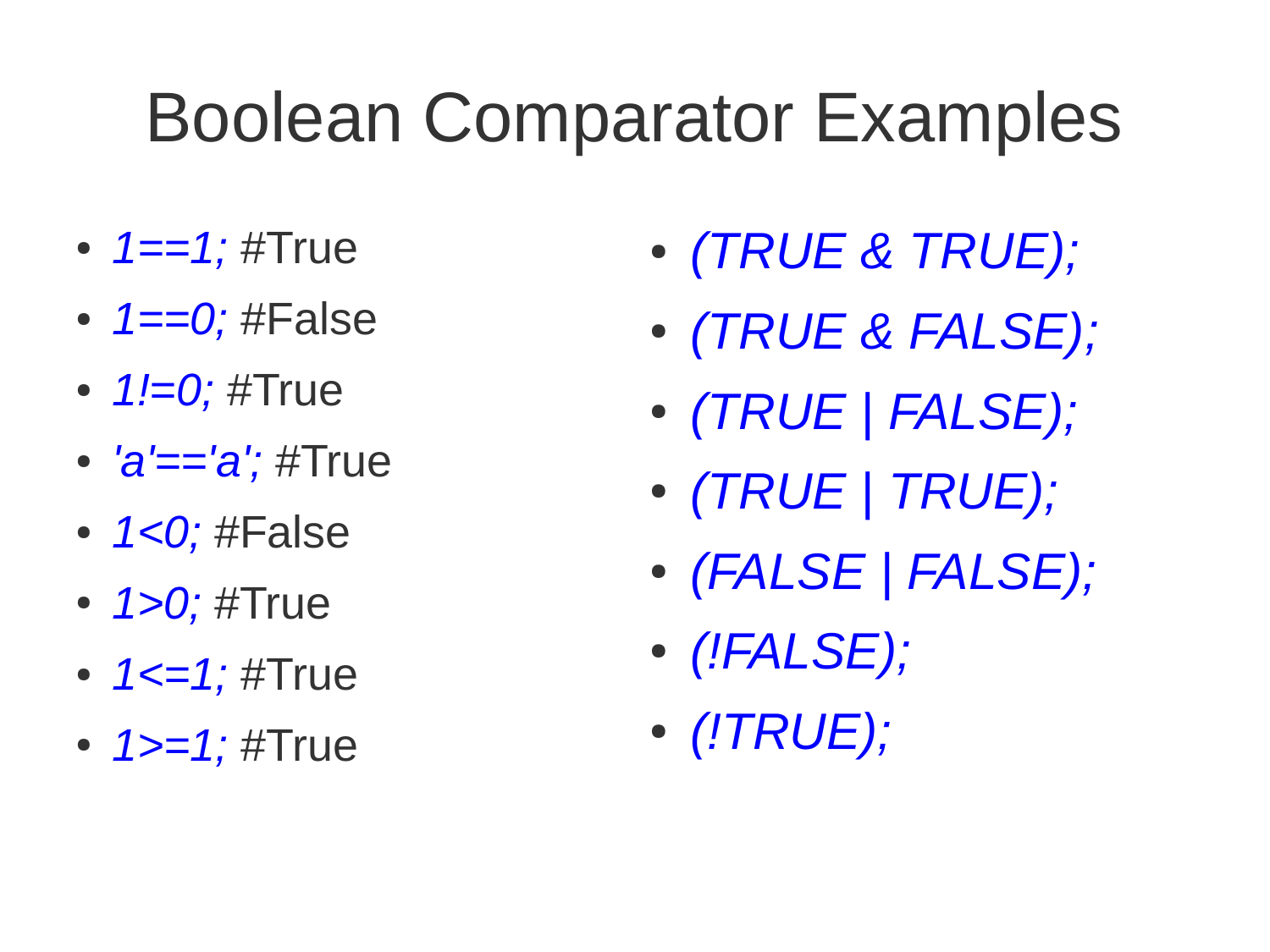# Boolean Comparator Examples

- *1==1;* #True
- *1==0;* #False
- *1!=0;* #True
- *'a'=='a';* #True
- *1<0;* #False
- *1>0;* #True
- *1<=1;* #True
- *1>=1;* #True

- *(TRUE & TRUE);*
- *(TRUE & FALSE);*
- *(TRUE | FALSE);*
- *(TRUE | TRUE);*
- *(FALSE | FALSE);*
- *(!FALSE);*
- *(!TRUE);*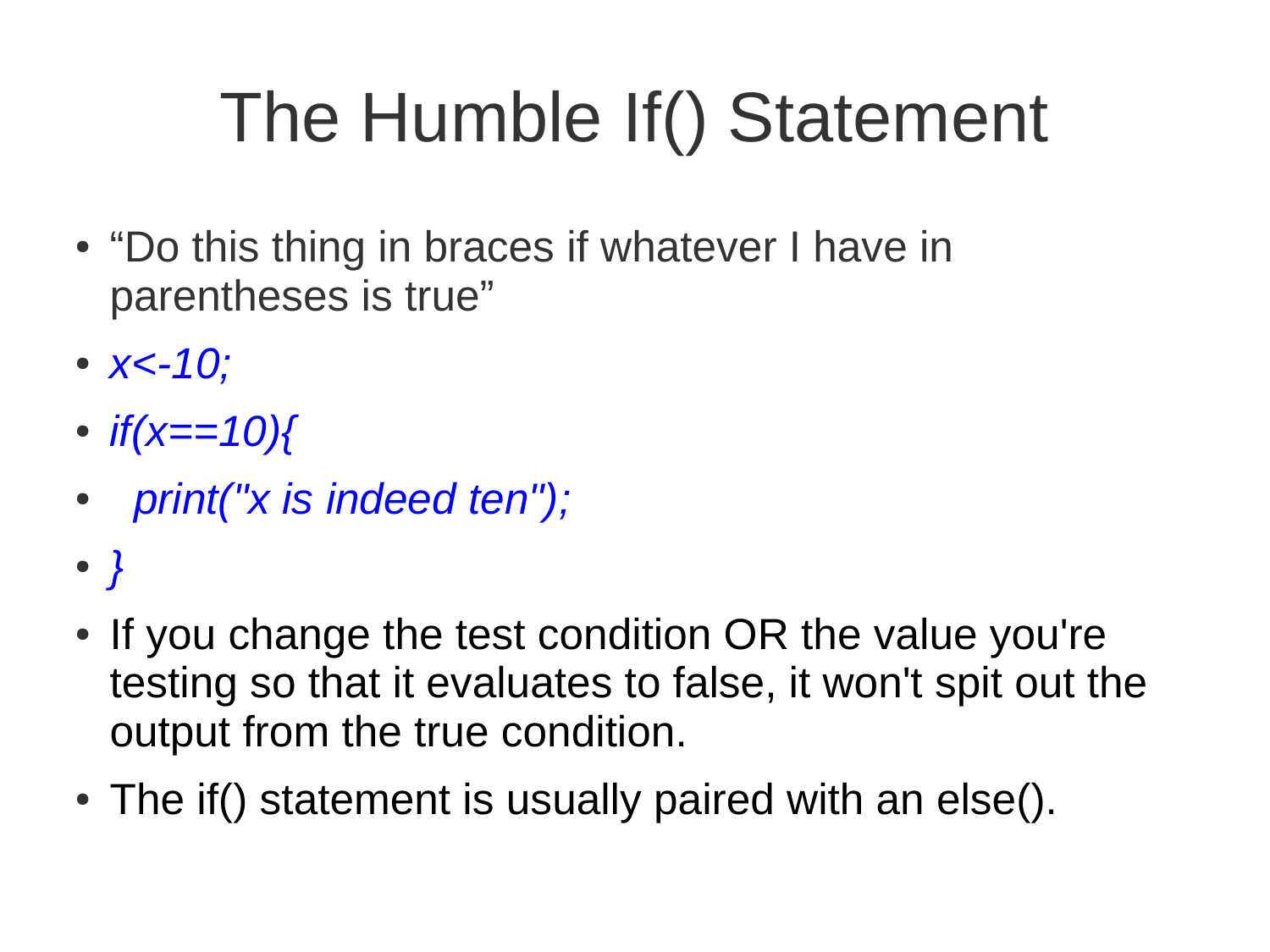# The Humble If() Statement

- “Do this thing in braces if whatever I have in parentheses is true”
- *x<-10;*
- *if(x==10){*
- *print("x is indeed ten");*
- *}*
- If you change the test condition OR the value you're testing so that it evaluates to false, it won't spit out the output from the true condition.
- The if() statement is usually paired with an else().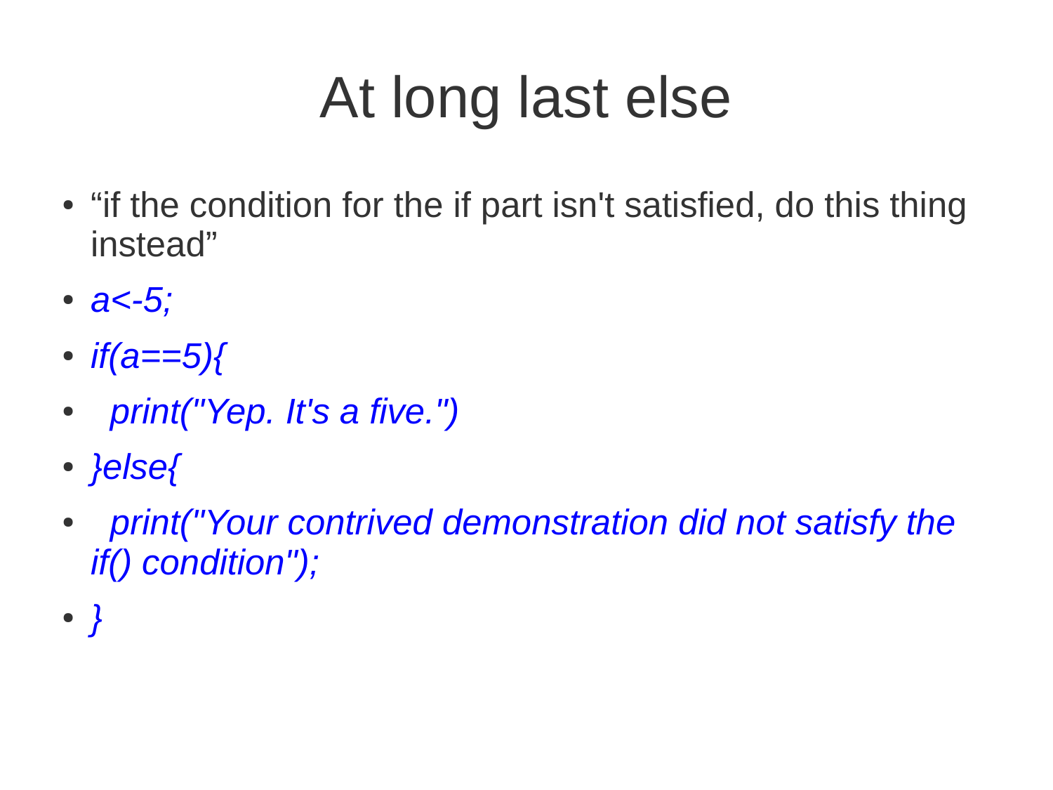# At long last else

- “if the condition for the if part isn't satisfied, do this thing instead”
- *a<-5;*
- *if(a==5){*
- *print("Yep. It's a five.")*
- *}else{*
- *print("Your contrived demonstration did not satisfy the if() condition");*
- *}*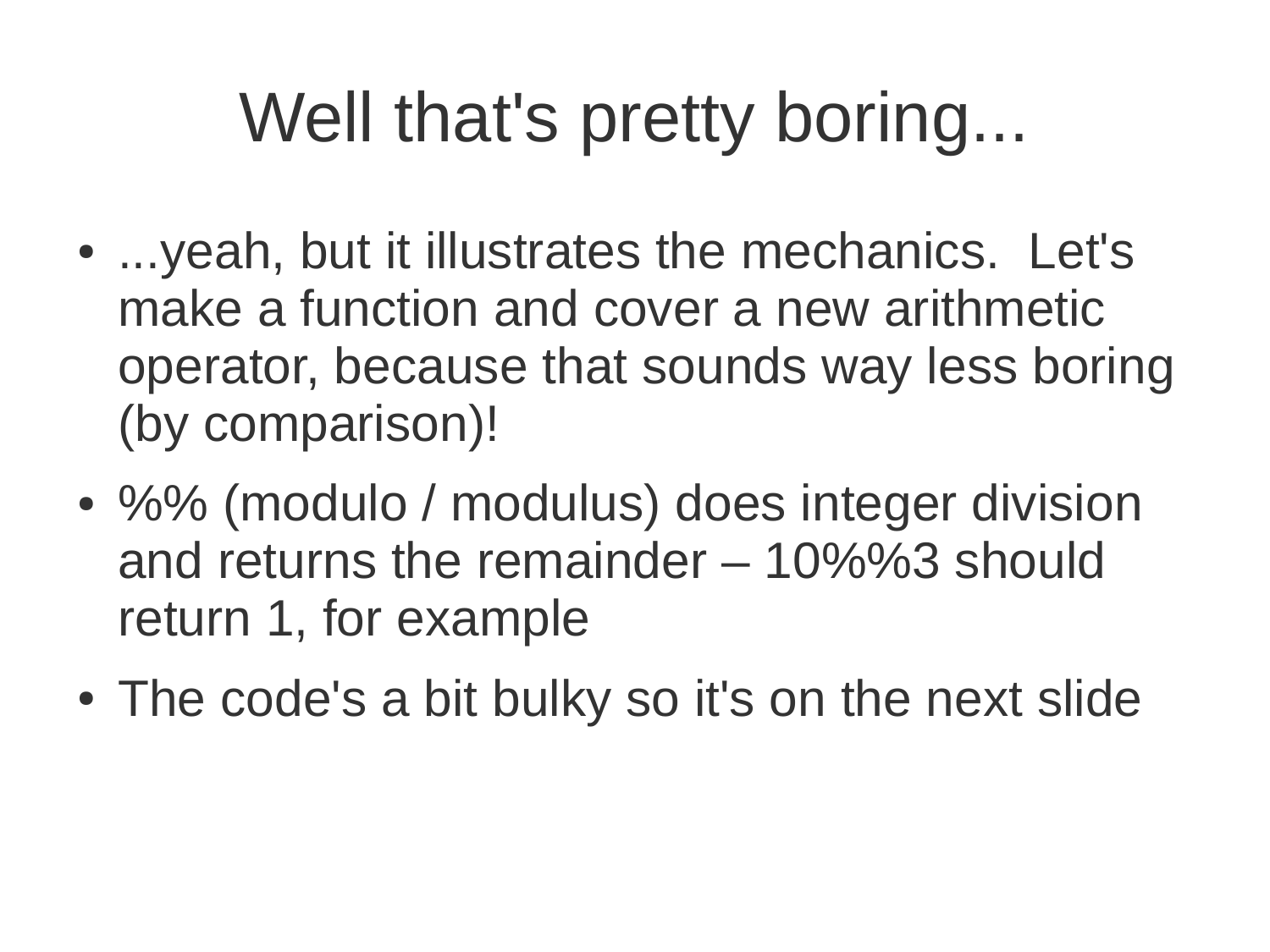# Well that's pretty boring...

- ...yeah, but it illustrates the mechanics.  Let's make a function and cover a new arithmetic operator, because that sounds way less boring (by comparison)!
- %% (modulo / modulus) does integer division and returns the remainder – 10%%3 should return 1, for example
- The code's a bit bulky so it's on the next slide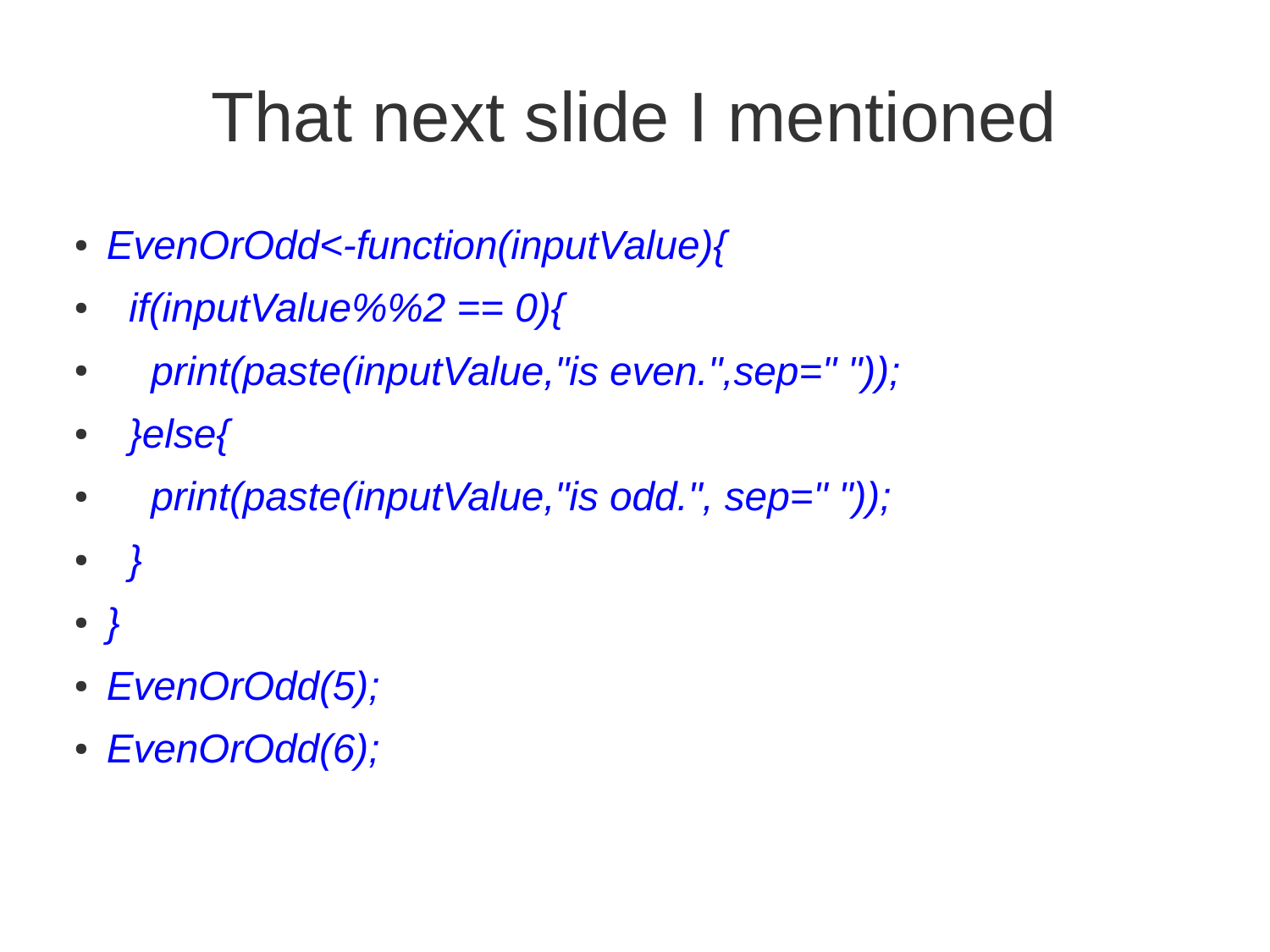# That next slide I mentioned

```
EvenOrOdd<-function(inputValue){
  if(inputValue%%2 == 0){
    print(paste(inputValue,"is even.",sep=" "));
  }else{
    print(paste(inputValue,"is odd.", sep=" "));
  }
}
EvenOrOdd(5);
EvenOrOdd(6);
```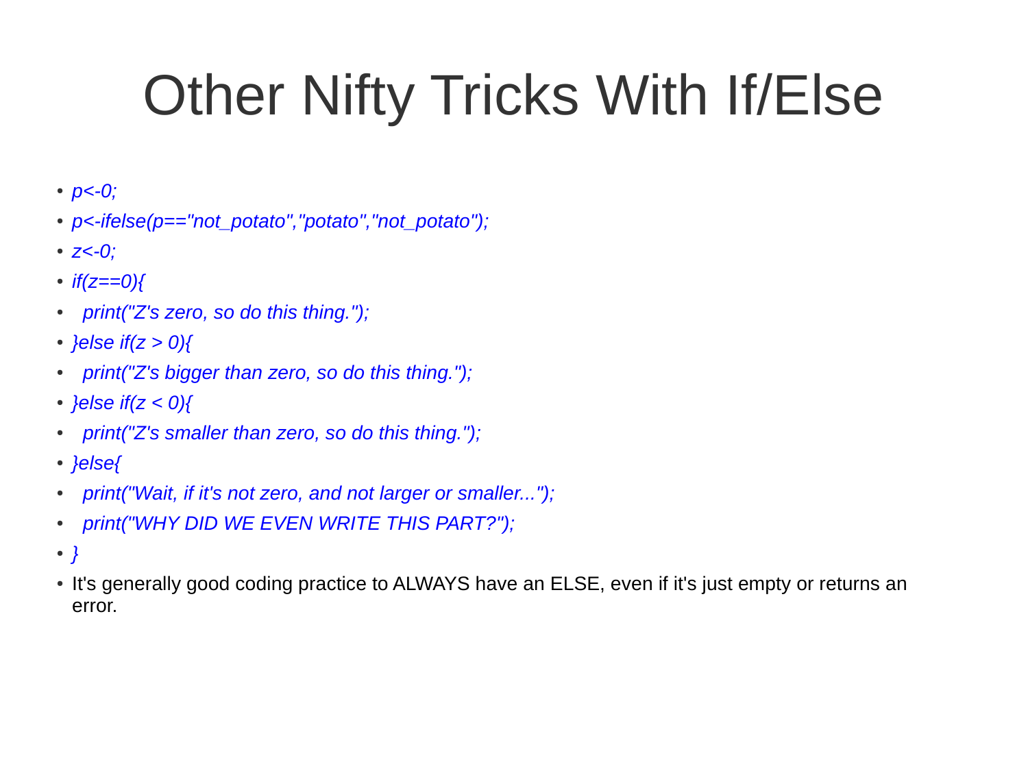# Other Nifty Tricks With If/Else

```
p<-0;
p<-ifelse(p=="not_potato","potato","not_potato");
z<-0;
if(z==0){
  print("Z's zero, so do this thing.");
}else if(z > 0){
  print("Z's bigger than zero, so do this thing.");
}else if(z < 0){
  print("Z's smaller than zero, so do this thing.");
}else{
  print("Wait, if it's not zero, and not larger or smaller...");
  print("WHY DID WE EVEN WRITE THIS PART?");
}
```

- It's generally good coding practice to ALWAYS have an ELSE, even if it's just empty or returns an error.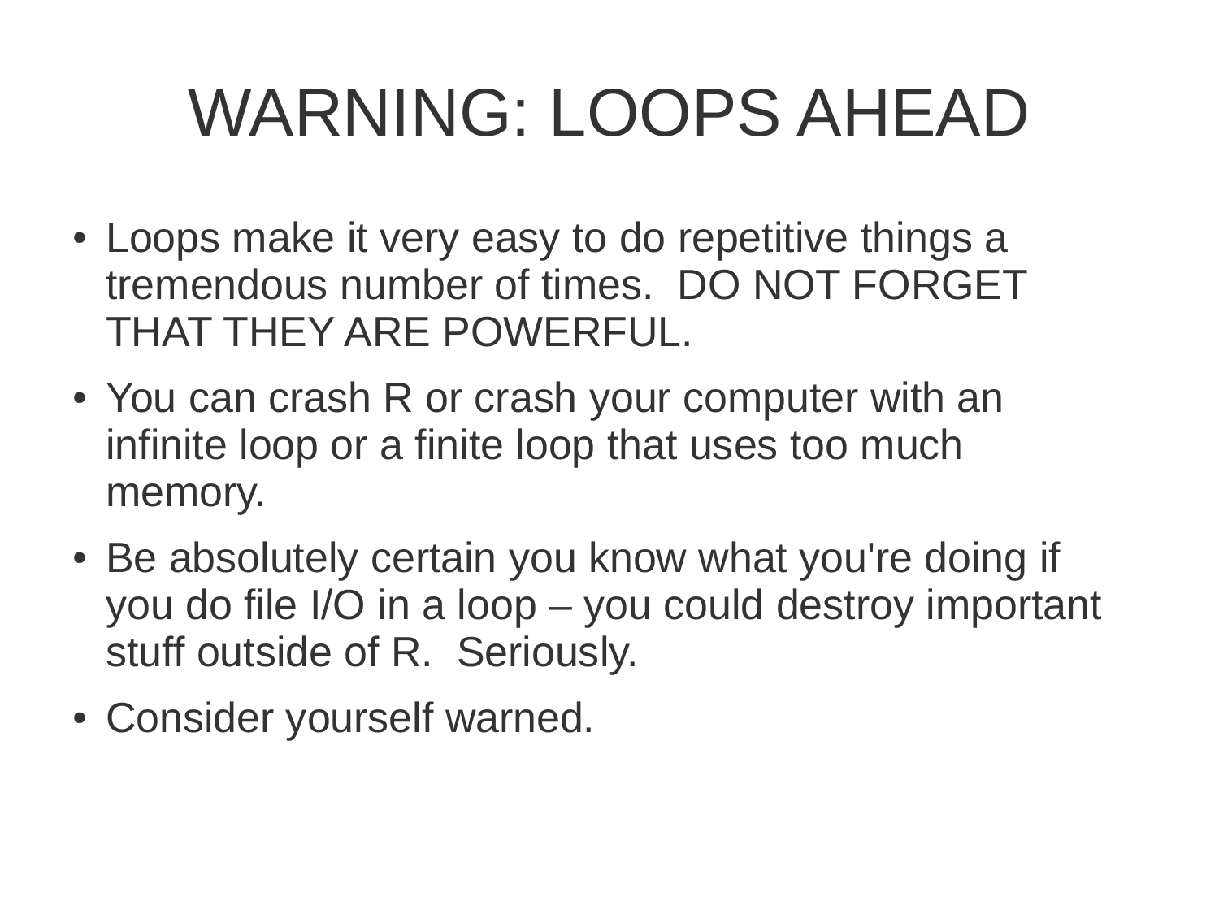# WARNING: LOOPS AHEAD

- Loops make it very easy to do repetitive things a tremendous number of times. DO NOT FORGET THAT THEY ARE POWERFUL.
- You can crash R or crash your computer with an infinite loop or a finite loop that uses too much memory.
- Be absolutely certain you know what you're doing if you do file I/O in a loop – you could destroy important stuff outside of R. Seriously.
- Consider yourself warned.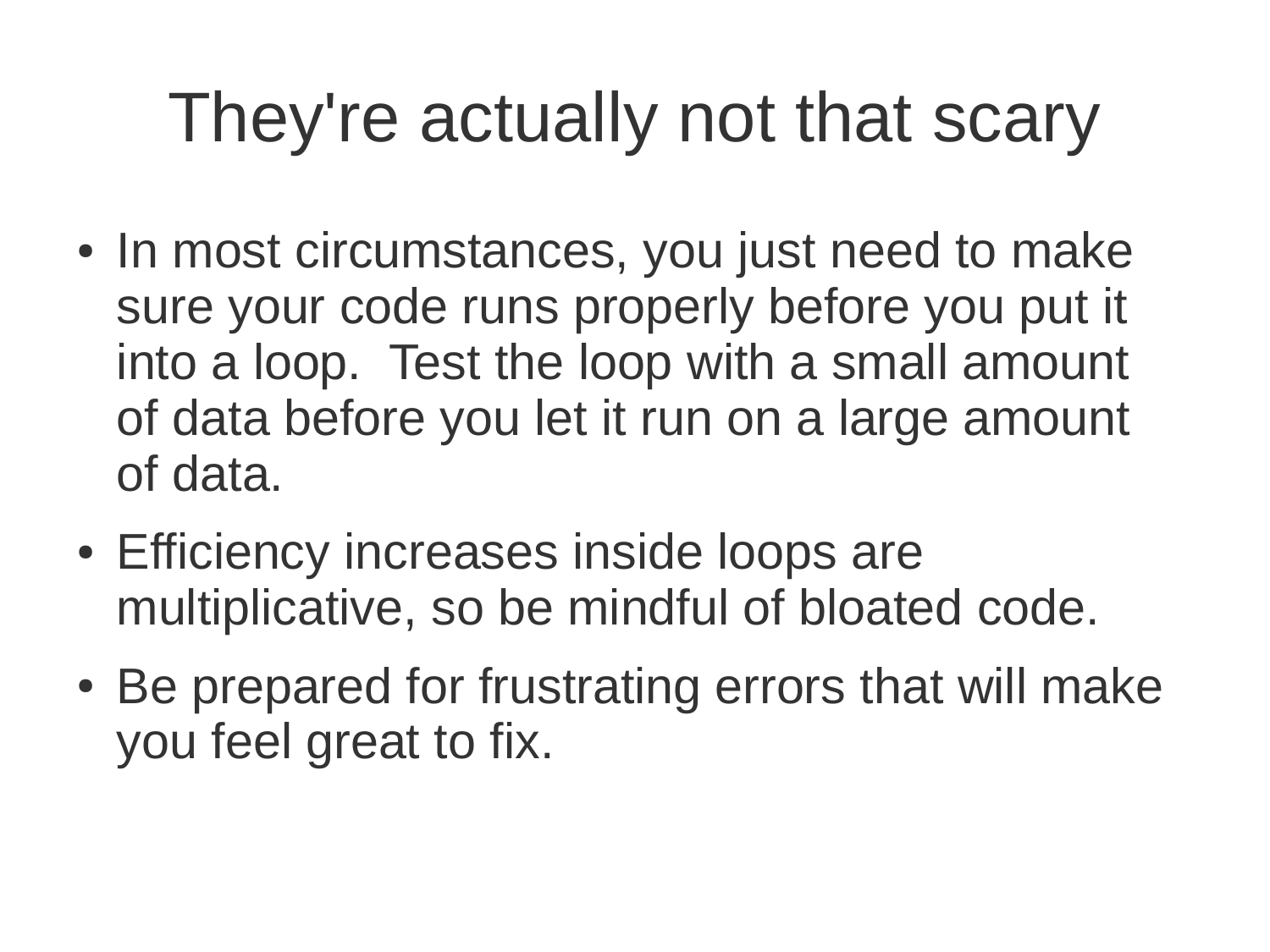# They're actually not that scary

- In most circumstances, you just need to make sure your code runs properly before you put it into a loop. Test the loop with a small amount of data before you let it run on a large amount of data.
- Efficiency increases inside loops are multiplicative, so be mindful of bloated code.
- Be prepared for frustrating errors that will make you feel great to fix.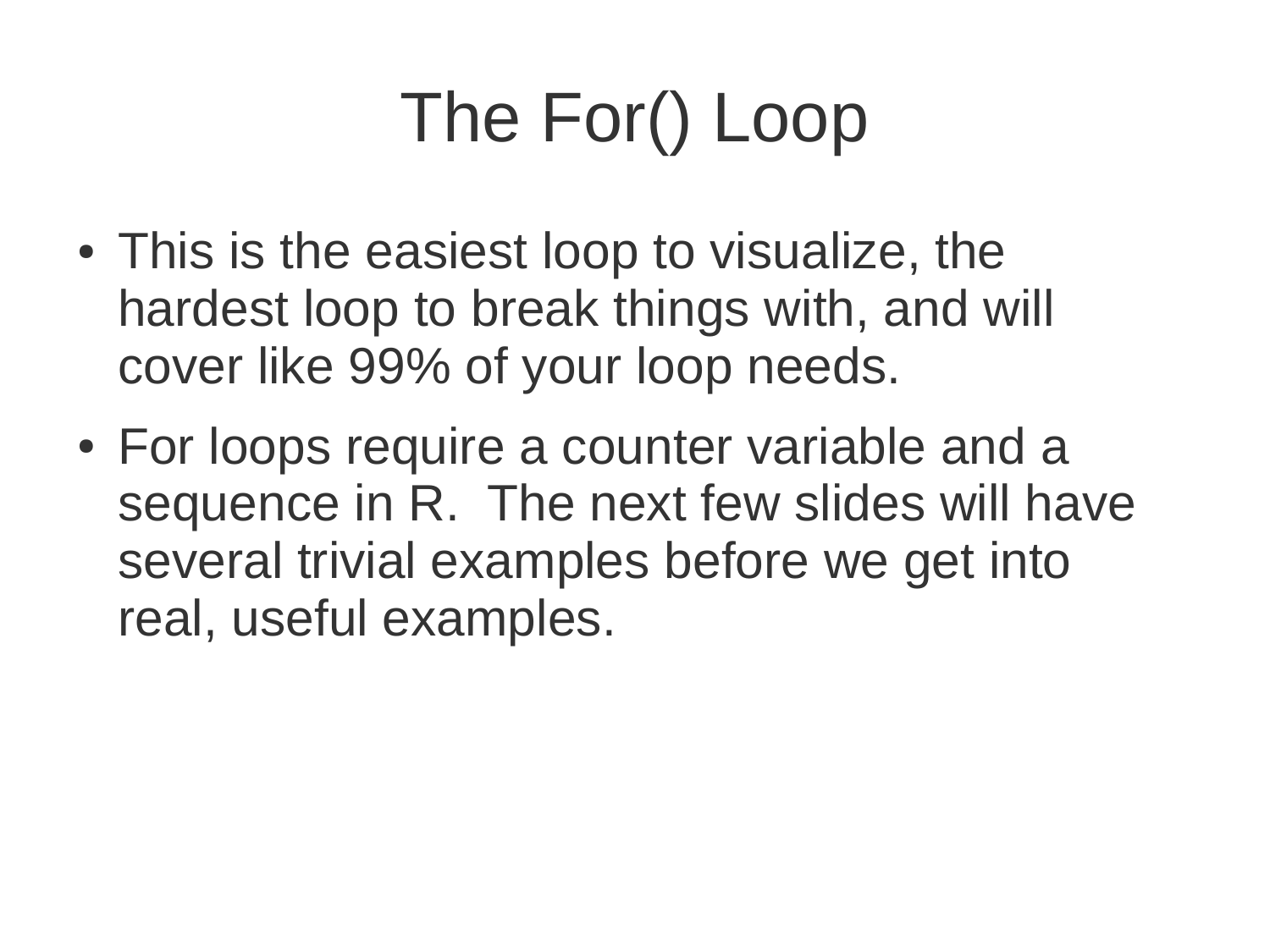# The For() Loop

- This is the easiest loop to visualize, the hardest loop to break things with, and will cover like 99% of your loop needs.
- For loops require a counter variable and a sequence in R. The next few slides will have several trivial examples before we get into real, useful examples.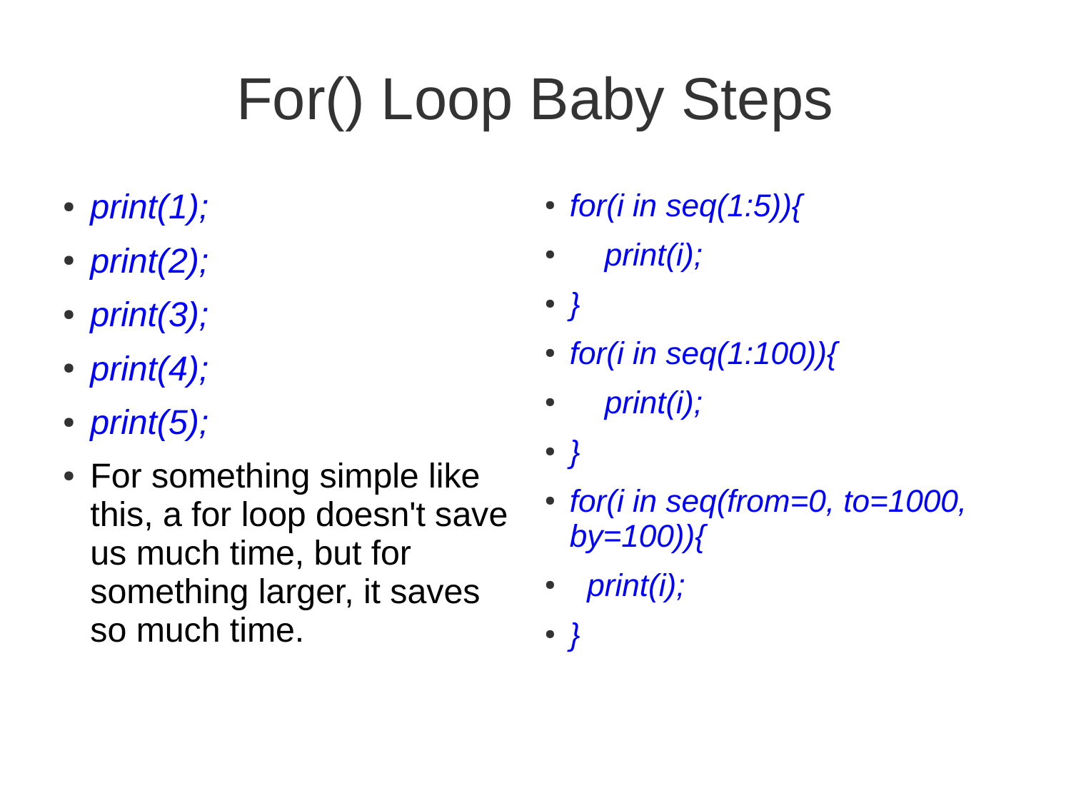# For() Loop Baby Steps

- *print(1);*
- *print(2);*
- *print(3);*
- *print(4);*
- *print(5);*
- For something simple like this, a for loop doesn't save us much time, but for something larger, it saves so much time.

- *for(i in seq(1:5)){*
- *print(i);*
- *}*
- *for(i in seq(1:100)){*
- *print(i);*
- *}*
- *for(i in seq(from=0, to=1000, by=100)){*
- *print(i);*
- *}*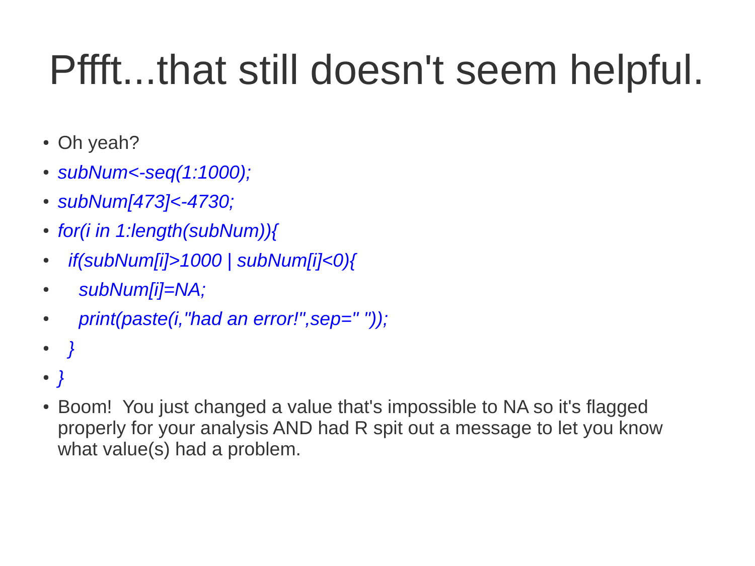# Pffft...that still doesn't seem helpful.

- Oh yeah?
- *subNum<-seq(1:1000);*
- *subNum[473]<-4730;*
- *for(i in 1:length(subNum)){*
- *if(subNum[i]>1000 | subNum[i]<0){*
- *subNum[i]=NA;*
- *print(paste(i,"had an error!",sep=" "));*
- *}*
- *}*
- Boom! You just changed a value that's impossible to NA so it's flagged properly for your analysis AND had R spit out a message to let you know what value(s) had a problem.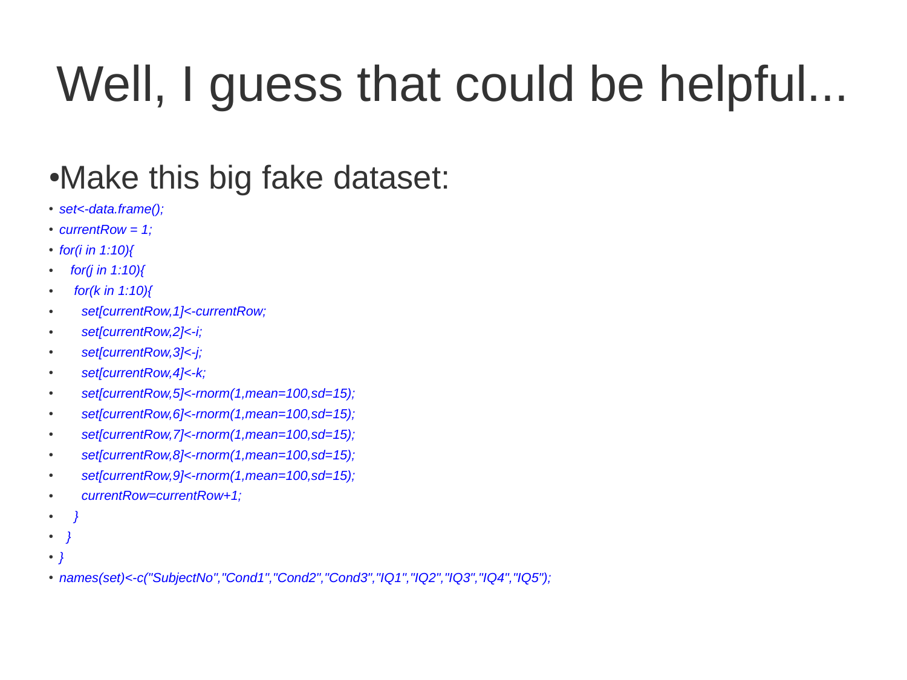# Well, I guess that could be helpful...

- Make this big fake dataset:

```
set<-data.frame();
currentRow = 1;
for(i in 1:10){
  for(j in 1:10){
   for(k in 1:10){
     set[currentRow,1]<-currentRow;
     set[currentRow,2]<-i;
     set[currentRow,3]<-j;
     set[currentRow,4]<-k;
     set[currentRow,5]<-rnorm(1,mean=100,sd=15);
     set[currentRow,6]<-rnorm(1,mean=100,sd=15);
     set[currentRow,7]<-rnorm(1,mean=100,sd=15);
     set[currentRow,8]<-rnorm(1,mean=100,sd=15);
     set[currentRow,9]<-rnorm(1,mean=100,sd=15);
     currentRow=currentRow+1;
   }
  }
}
names(set)<-c("SubjectNo","Cond1","Cond2","Cond3","IQ1","IQ2","IQ3","IQ4","IQ5");
```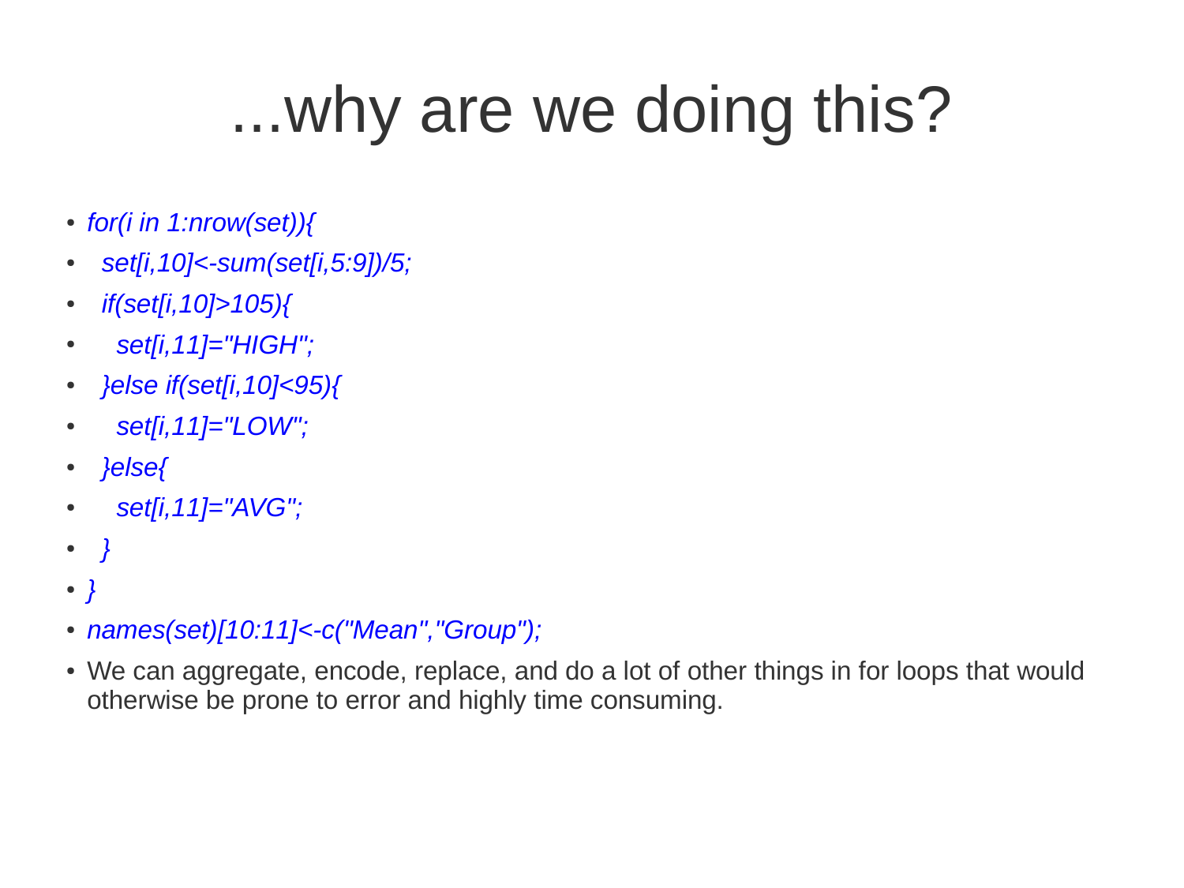# ...why are we doing this?

```
for(i in 1:nrow(set)){
  set[i,10]<-sum(set[i,5:9])/5;
  if(set[i,10]>105){
    set[i,11]="HIGH";
  }else if(set[i,10]<95){
    set[i,11]="LOW";
  }else{
    set[i,11]="AVG";
  }
}
names(set)[10:11]<-c("Mean","Group");
```

- We can aggregate, encode, replace, and do a lot of other things in for loops that would otherwise be prone to error and highly time consuming.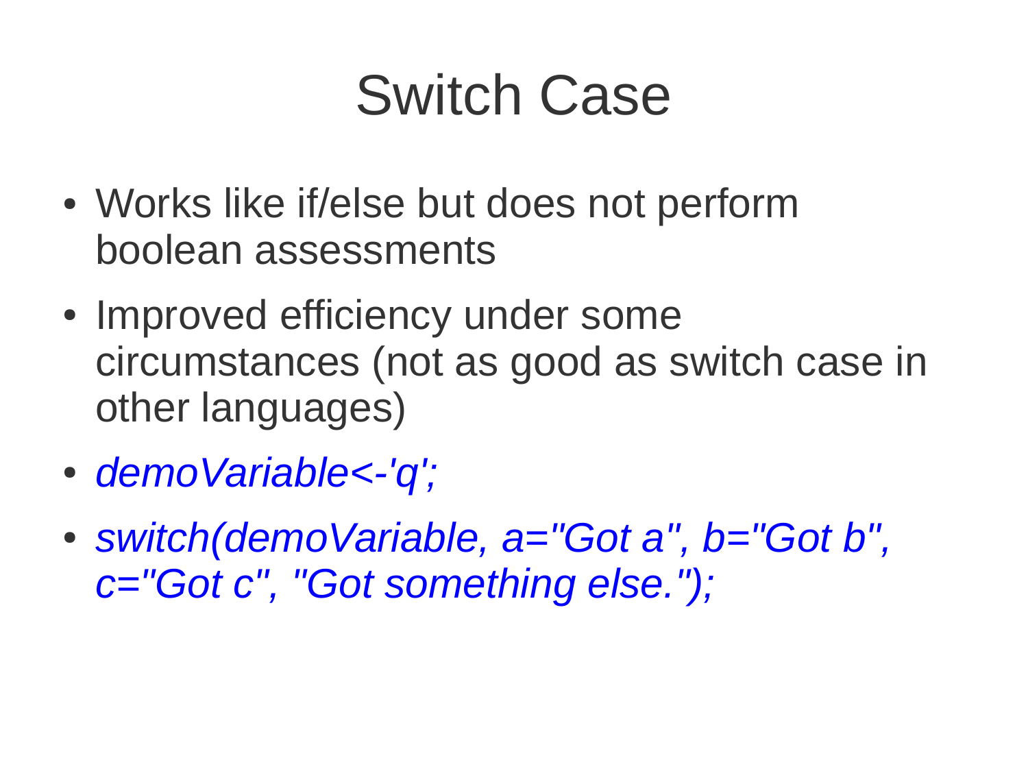# Switch Case

- Works like if/else but does not perform boolean assessments
- Improved efficiency under some circumstances (not as good as switch case in other languages)
- *demoVariable<-'q';*
- *switch(demoVariable, a="Got a", b="Got b", c="Got c", "Got something else.");*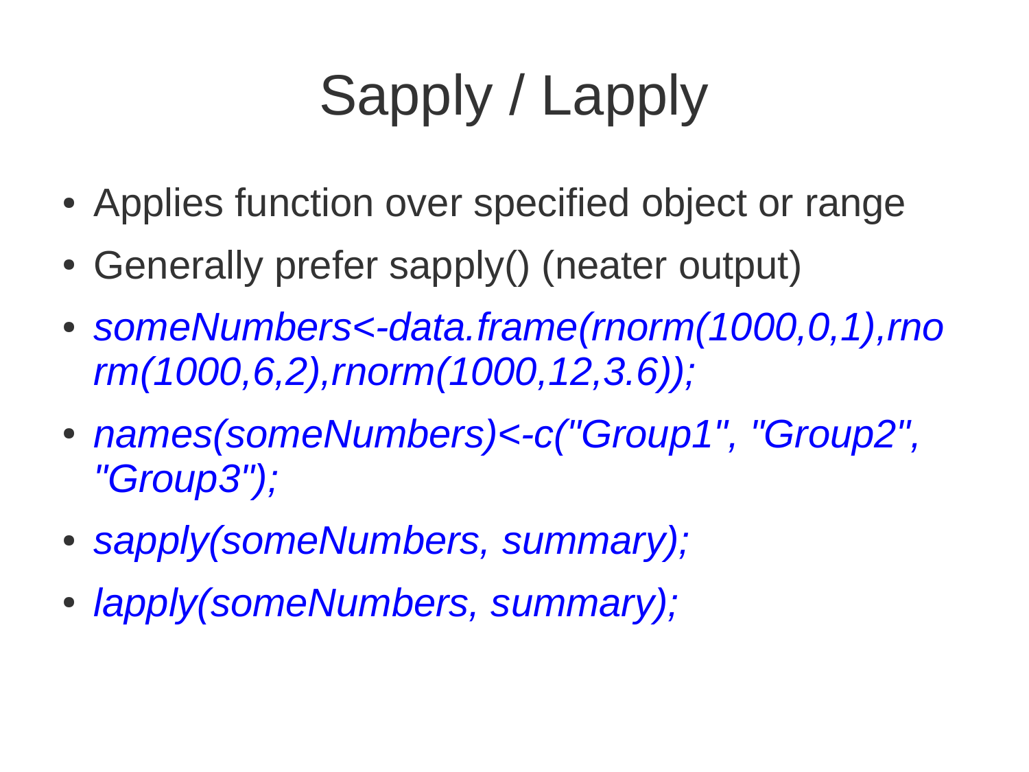# Sapply / Lapply

- Applies function over specified object or range
- Generally prefer sapply() (neater output)
- *someNumbers<-data.frame(rnorm(1000,0,1),rnorm(1000,6,2),rnorm(1000,12,3.6));*
- *names(someNumbers)<-c("Group1", "Group2", "Group3");*
- *sapply(someNumbers, summary);*
- *lapply(someNumbers, summary);*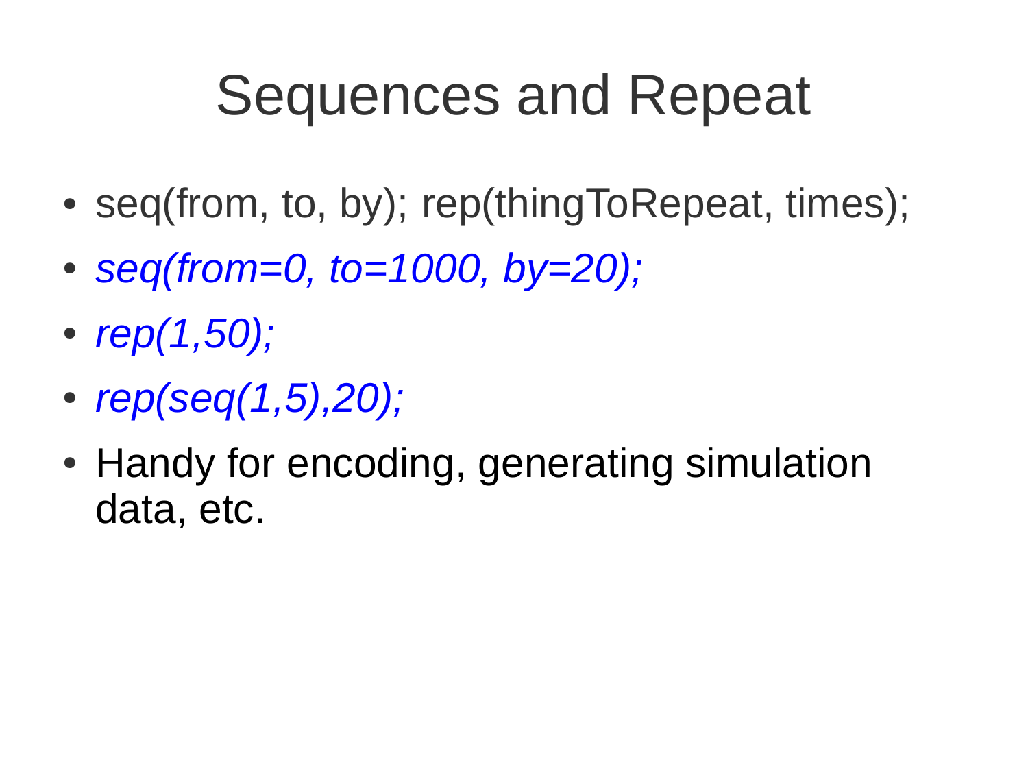# Sequences and Repeat

- seq(from, to, by); rep(thingToRepeat, times);
- *seq(from=0, to=1000, by=20);*
- *rep(1,50);*
- *rep(seq(1,5),20);*
- Handy for encoding, generating simulation data, etc.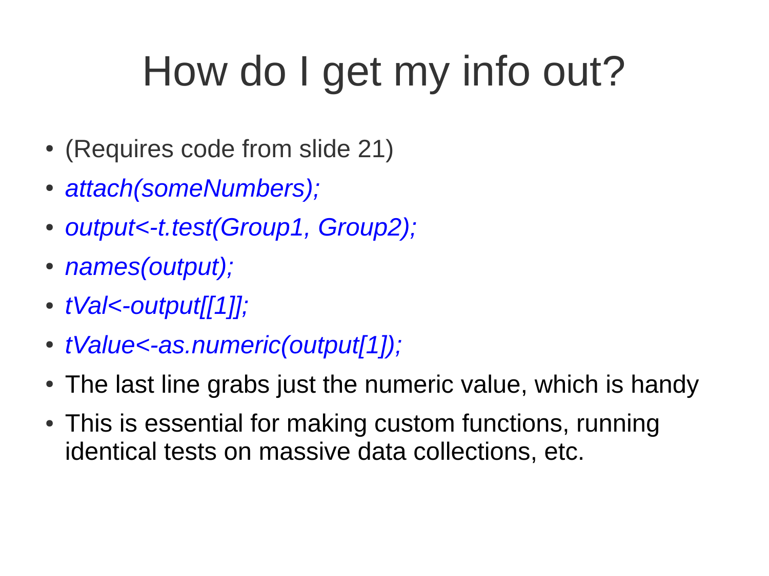# How do I get my info out?

- (Requires code from slide 21)
- *attach(someNumbers);*
- *output<-t.test(Group1, Group2);*
- *names(output);*
- *tVal<-output[[1]];*
- *tValue<-as.numeric(output[1]);*
- The last line grabs just the numeric value, which is handy
- This is essential for making custom functions, running identical tests on massive data collections, etc.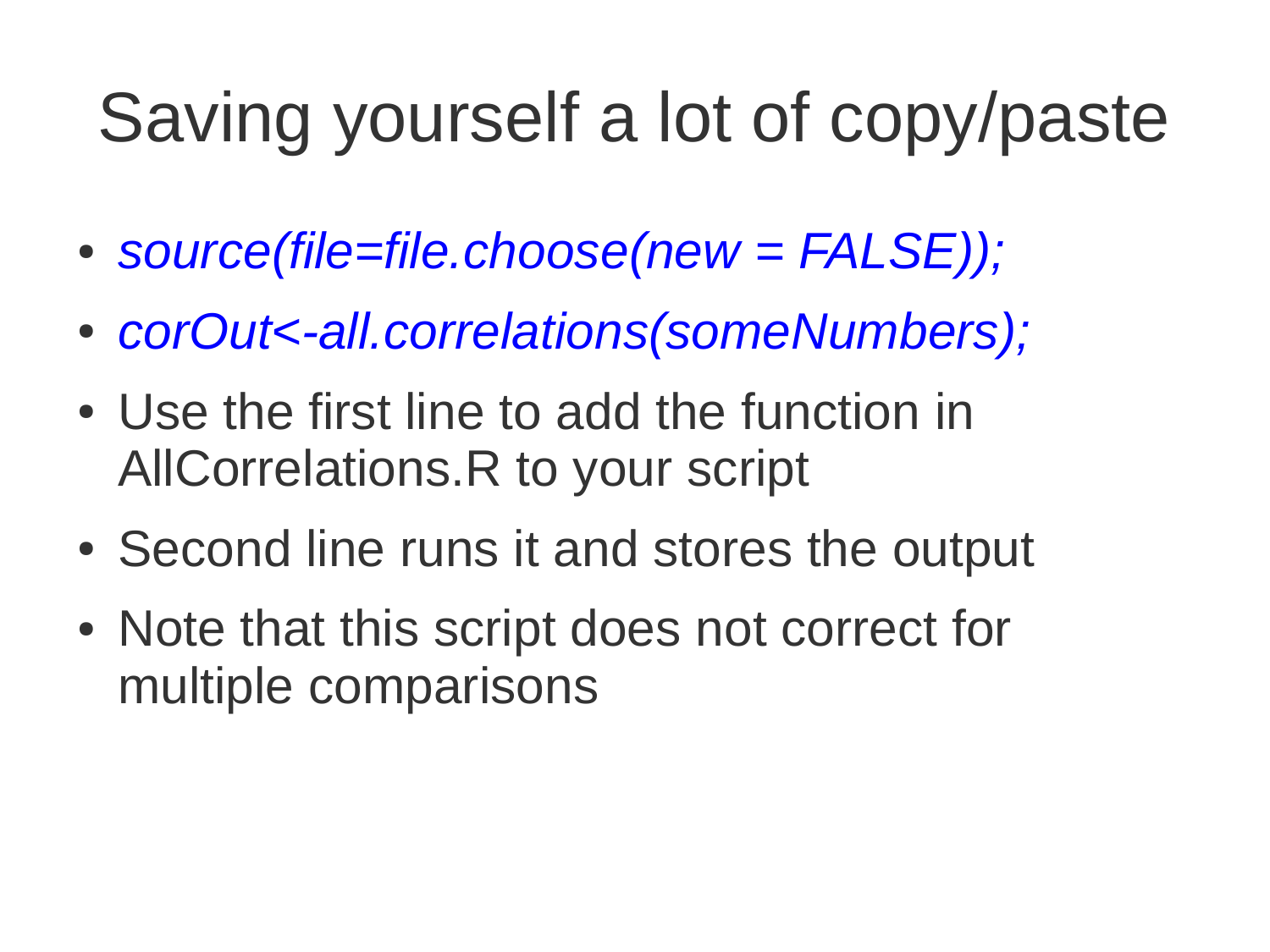# Saving yourself a lot of copy/paste

- *source(file=file.choose(new = FALSE));*
- *corOut<-all.correlations(someNumbers);*
- Use the first line to add the function in AllCorrelations.R to your script
- Second line runs it and stores the output
- Note that this script does not correct for multiple comparisons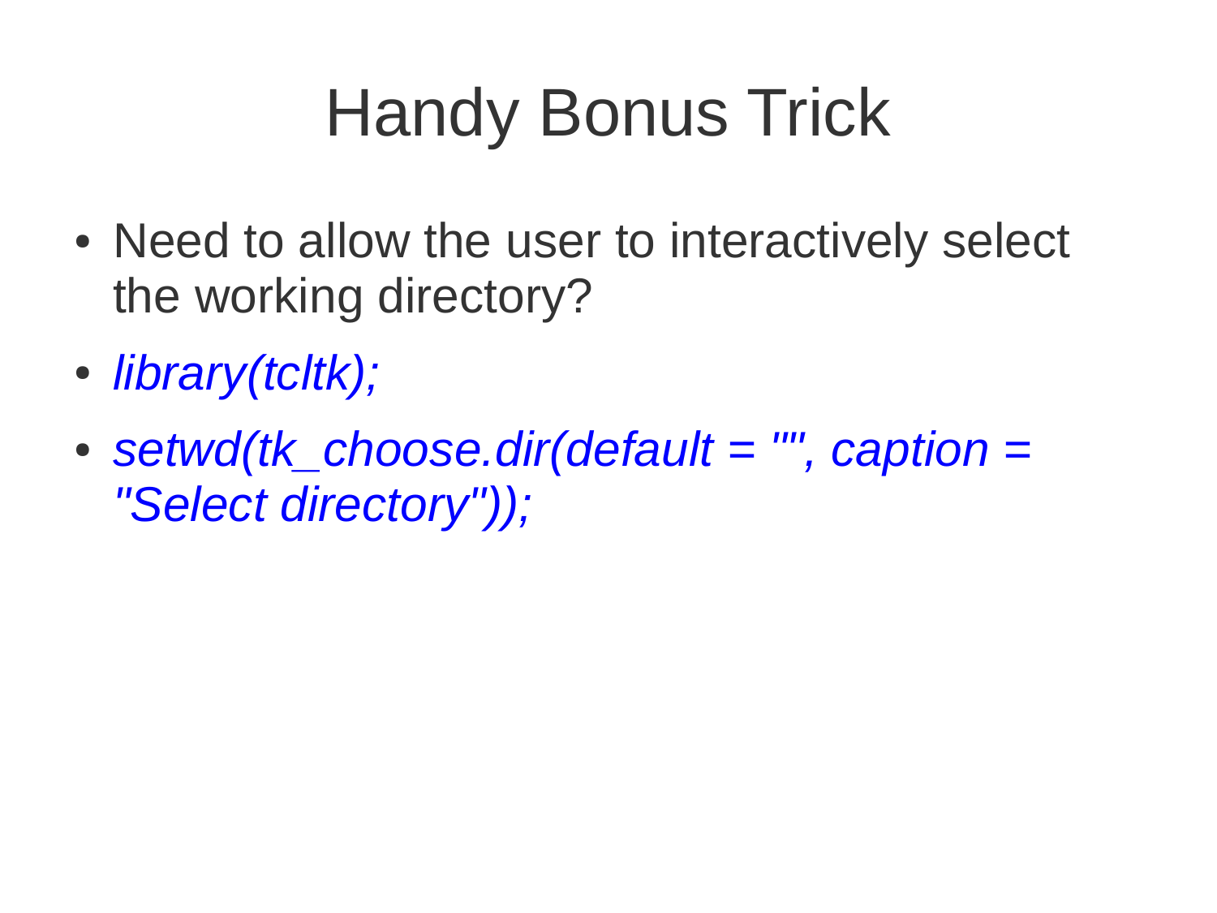# Handy Bonus Trick

- Need to allow the user to interactively select the working directory?
- *library(tcltk);*
- *setwd(tk_choose.dir(default = "", caption = "Select directory"));*